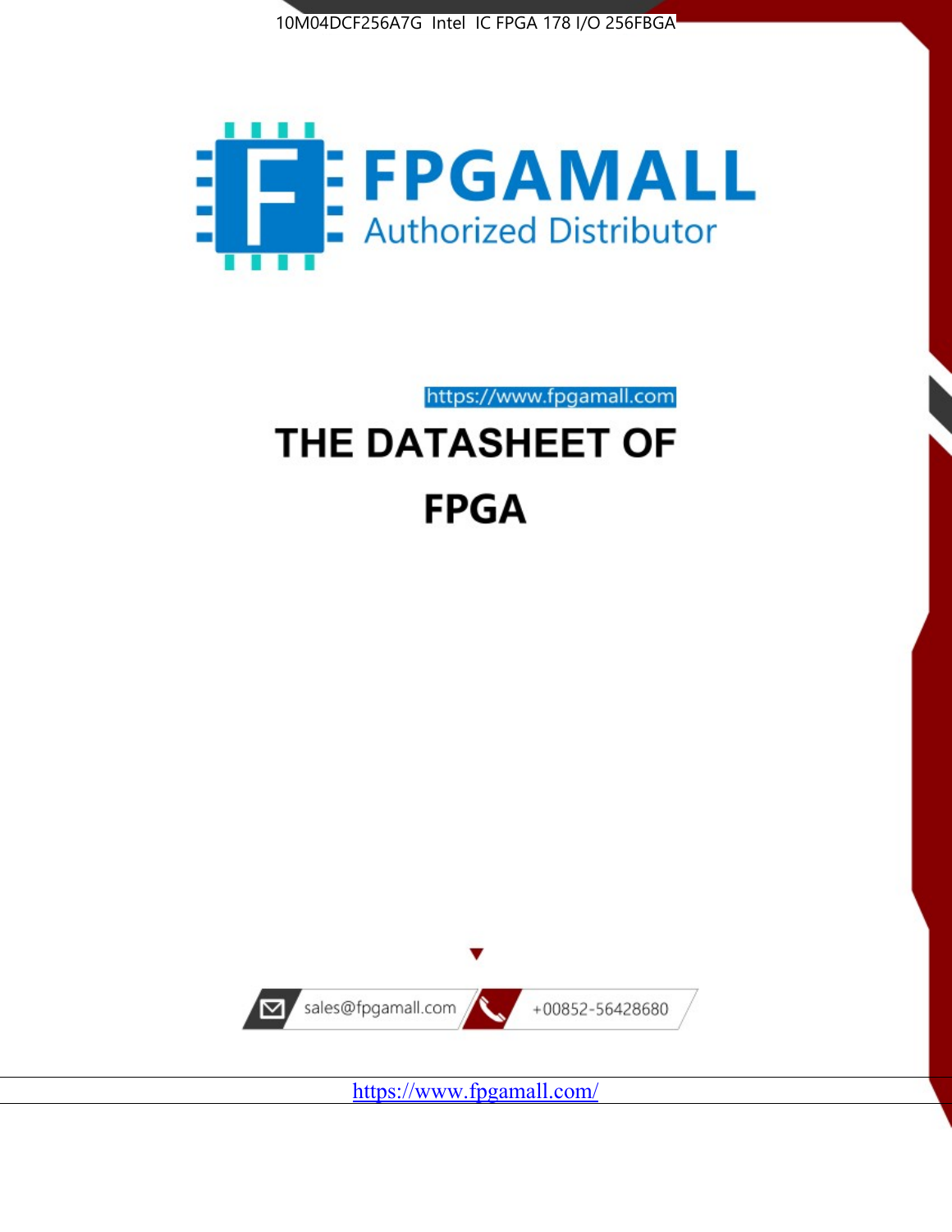10M04DCF256A7G Intel IC FPGA 178 I/O 256FBGA

FPGAMALL

Authorized Distributor

https://www.fpgamall.com

# THE DATASHEET OF

# FPGA

sales@fpgamall.com

+00852-56428680

https://www.fpgamall.com/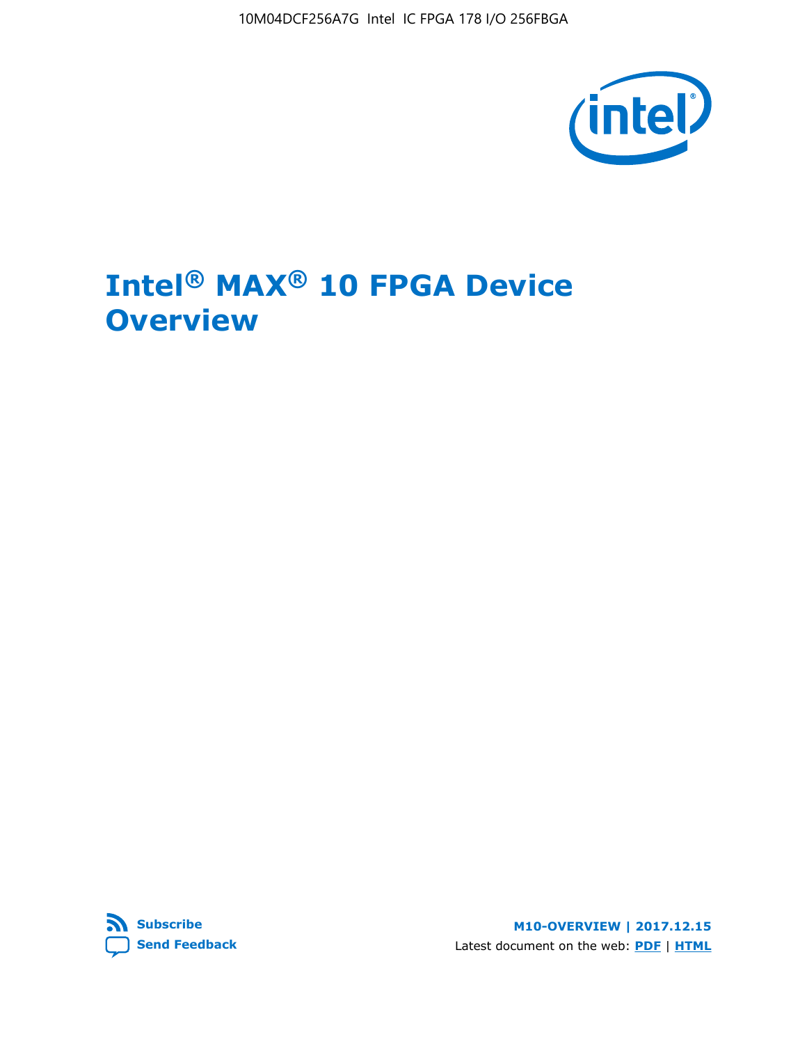# Intel® MAX® 10 FPGA Device Overview

Subscribe

Send Feedback

M10-OVERVIEW | 2017.12.15

Latest document on the web: PDF | HTML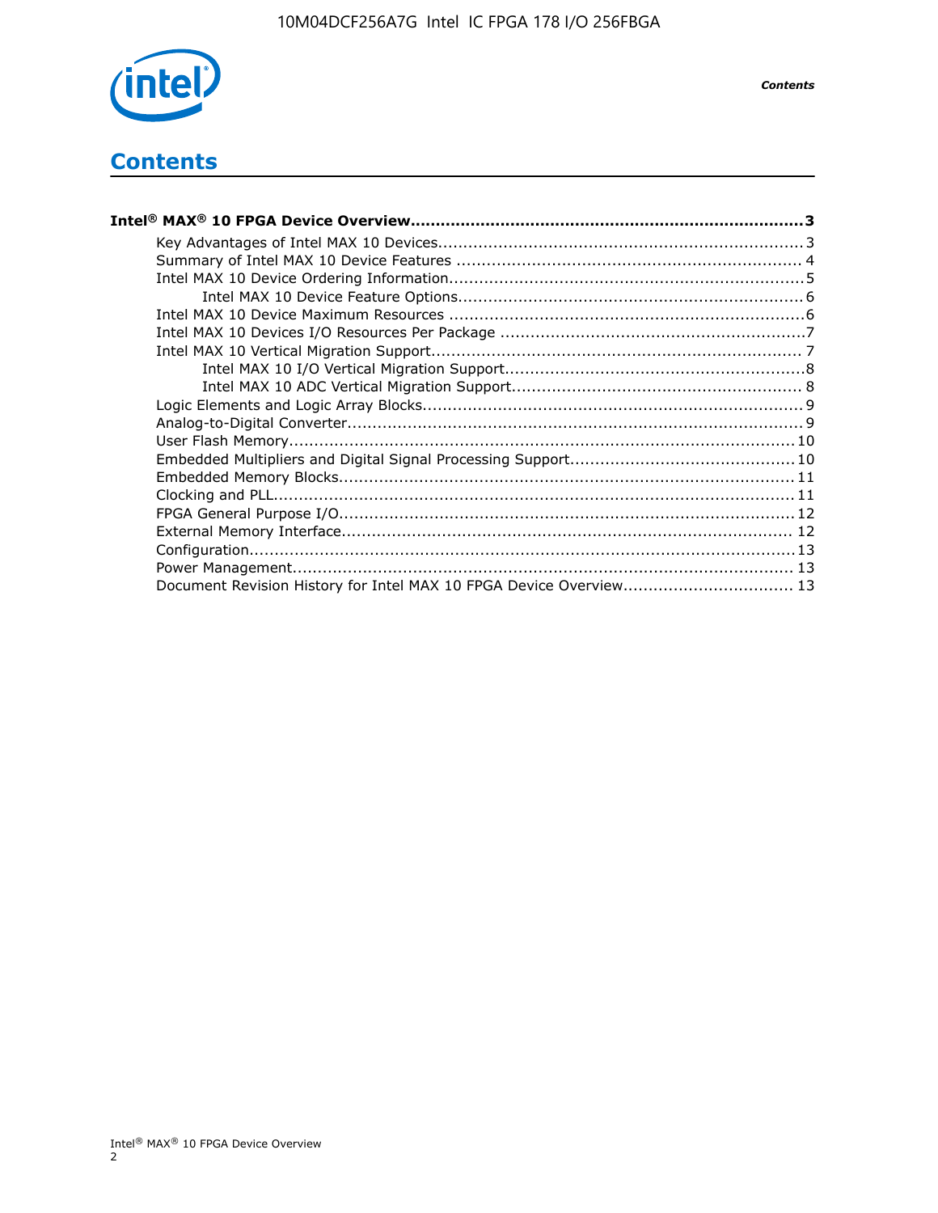# Contents

**Intel® MAX® 10 FPGA Device Overview....................................................................... 3**

- Key Advantages of Intel MAX 10 Devices........................................................................ 3
- Summary of Intel MAX 10 Device Features ..................................................................... 4
- Intel MAX 10 Device Ordering Information....................................................................... 5
    - Intel MAX 10 Device Feature Options..................................................................... 6
- Intel MAX 10 Device Maximum Resources ....................................................................... 6
- Intel MAX 10 Devices I/O Resources Per Package ............................................................. 7
- Intel MAX 10 Vertical Migration Support.......................................................................... 7
    - Intel MAX 10 I/O Vertical Migration Support............................................................ 8
    - Intel MAX 10 ADC Vertical Migration Support.......................................................... 8
- Logic Elements and Logic Array Blocks............................................................................ 9
- Analog-to-Digital Converter........................................................................................... 9
- User Flash Memory..................................................................................................... 10
- Embedded Multipliers and Digital Signal Processing Support............................................. 10
- Embedded Memory Blocks........................................................................................... 11
- Clocking and PLL........................................................................................................ 11
- FPGA General Purpose I/O........................................................................................... 12
- External Memory Interface........................................................................................... 12
- Configuration.............................................................................................................. 13
- Power Management.................................................................................................... 13
- Document Revision History for Intel MAX 10 FPGA Device Overview.................................. 13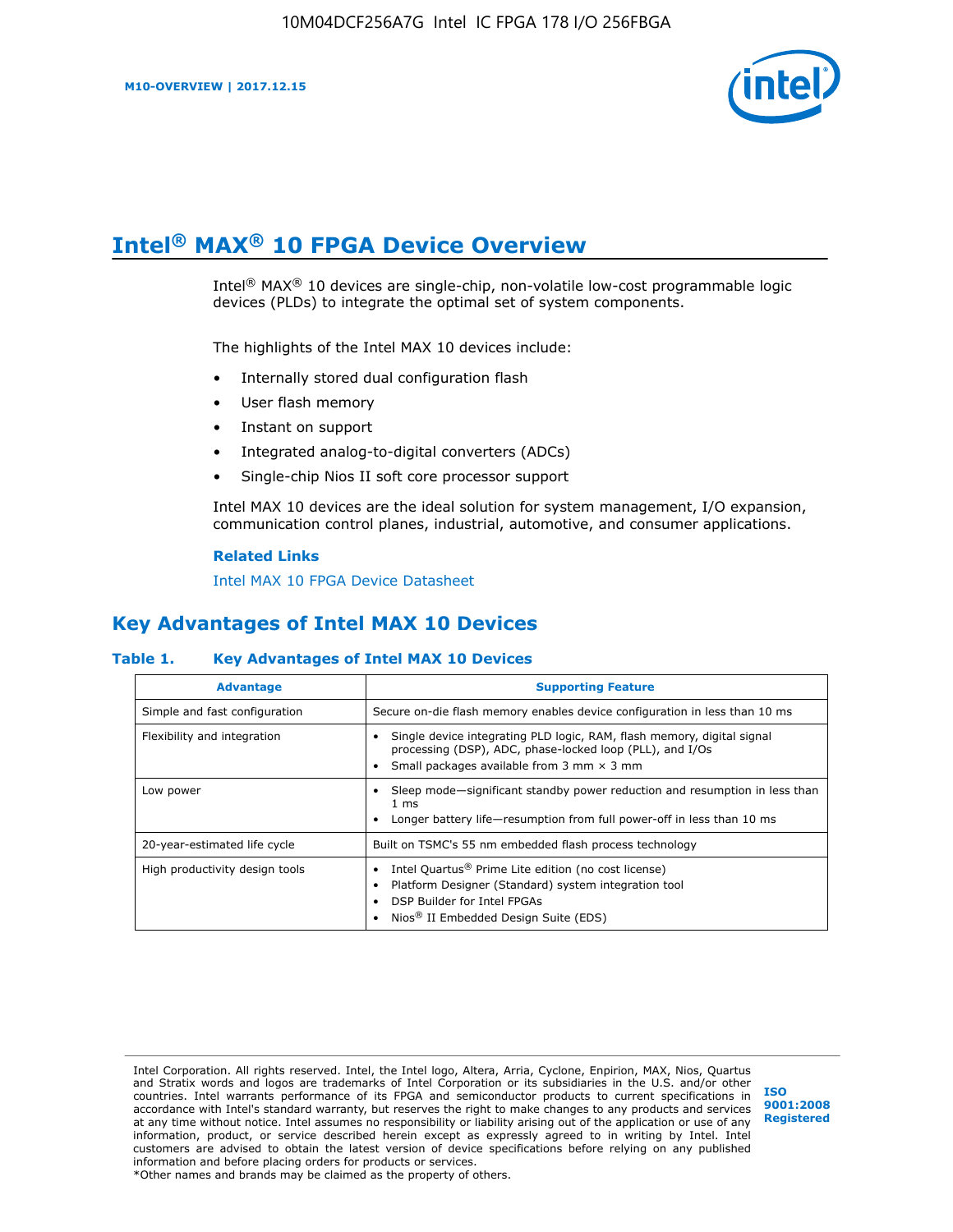# Intel® MAX® 10 FPGA Device Overview

Intel® MAX® 10 devices are single-chip, non-volatile low-cost programmable logic devices (PLDs) to integrate the optimal set of system components.

The highlights of the Intel MAX 10 devices include:

- Internally stored dual configuration flash
- User flash memory
- Instant on support
- Integrated analog-to-digital converters (ADCs)
- Single-chip Nios II soft core processor support

Intel MAX 10 devices are the ideal solution for system management, I/O expansion, communication control planes, industrial, automotive, and consumer applications.

**Related Links**

Intel MAX 10 FPGA Device Datasheet

## Key Advantages of Intel MAX 10 Devices

**Table 1. Key Advantages of Intel MAX 10 Devices**

| Advantage | Supporting Feature |
|---|---|
| Simple and fast configuration | Secure on-die flash memory enables device configuration in less than 10 ms |
| Flexibility and integration | • Single device integrating PLD logic, RAM, flash memory, digital signal processing (DSP), ADC, phase-locked loop (PLL), and I/Os<br>• Small packages available from 3 mm × 3 mm |
| Low power | • Sleep mode—significant standby power reduction and resumption in less than 1 ms<br>• Longer battery life—resumption from full power-off in less than 10 ms |
| 20-year-estimated life cycle | Built on TSMC's 55 nm embedded flash process technology |
| High productivity design tools | • Intel Quartus® Prime Lite edition (no cost license)<br>• Platform Designer (Standard) system integration tool<br>• DSP Builder for Intel FPGAs<br>• Nios® II Embedded Design Suite (EDS) |

Intel Corporation. All rights reserved. Intel, the Intel logo, Altera, Arria, Cyclone, Enpirion, MAX, Nios, Quartus and Stratix words and logos are trademarks of Intel Corporation or its subsidiaries in the U.S. and/or other countries. Intel warrants performance of its FPGA and semiconductor products to current specifications in accordance with Intel's standard warranty, but reserves the right to make changes to any products and services at any time without notice. Intel assumes no responsibility or liability arising out of the application or use of any information, product, or service described herein except as expressly agreed to in writing by Intel. Intel customers are advised to obtain the latest version of device specifications before relying on any published information and before placing orders for products or services.
*Other names and brands may be claimed as the property of others.

ISO 9001:2008 Registered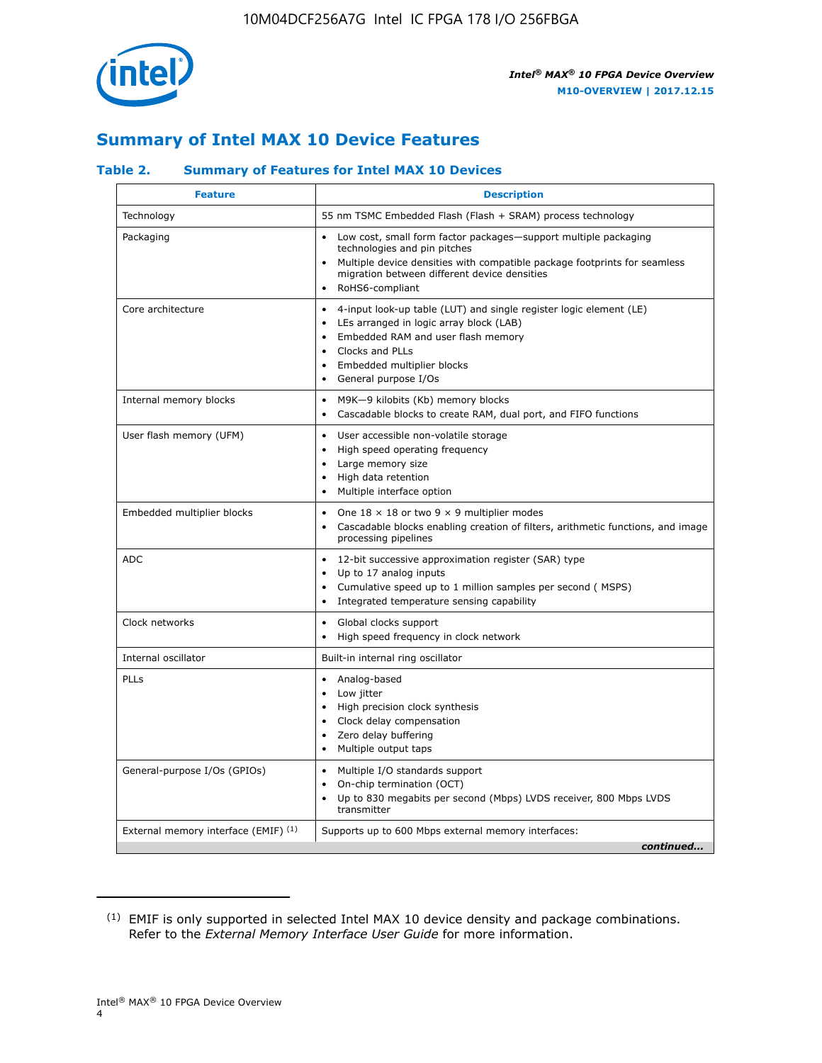## Summary of Intel MAX 10 Device Features

### Table 2. Summary of Features for Intel MAX 10 Devices

| Feature | Description |
|---|---|
| Technology | 55 nm TSMC Embedded Flash (Flash + SRAM) process technology |
| Packaging | • Low cost, small form factor packages—support multiple packaging technologies and pin pitches<br>• Multiple device densities with compatible package footprints for seamless migration between different device densities<br>• RoHS6-compliant |
| Core architecture | • 4-input look-up table (LUT) and single register logic element (LE)<br>• LEs arranged in logic array block (LAB)<br>• Embedded RAM and user flash memory<br>• Clocks and PLLs<br>• Embedded multiplier blocks<br>• General purpose I/Os |
| Internal memory blocks | • M9K—9 kilobits (Kb) memory blocks<br>• Cascadable blocks to create RAM, dual port, and FIFO functions |
| User flash memory (UFM) | • User accessible non-volatile storage<br>• High speed operating frequency<br>• Large memory size<br>• High data retention<br>• Multiple interface option |
| Embedded multiplier blocks | • One 18 × 18 or two 9 × 9 multiplier modes<br>• Cascadable blocks enabling creation of filters, arithmetic functions, and image processing pipelines |
| ADC | • 12-bit successive approximation register (SAR) type<br>• Up to 17 analog inputs<br>• Cumulative speed up to 1 million samples per second ( MSPS)<br>• Integrated temperature sensing capability |
| Clock networks | • Global clocks support<br>• High speed frequency in clock network |
| Internal oscillator | Built-in internal ring oscillator |
| PLLs | • Analog-based<br>• Low jitter<br>• High precision clock synthesis<br>• Clock delay compensation<br>• Zero delay buffering<br>• Multiple output taps |
| General-purpose I/Os (GPIOs) | • Multiple I/O standards support<br>• On-chip termination (OCT)<br>• Up to 830 megabits per second (Mbps) LVDS receiver, 800 Mbps LVDS transmitter |
| External memory interface (EMIF) [(1)] | Supports up to 600 Mbps external memory interfaces: |

*continued...*

(1) EMIF is only supported in selected Intel MAX 10 device density and package combinations. Refer to the *External Memory Interface User Guide* for more information.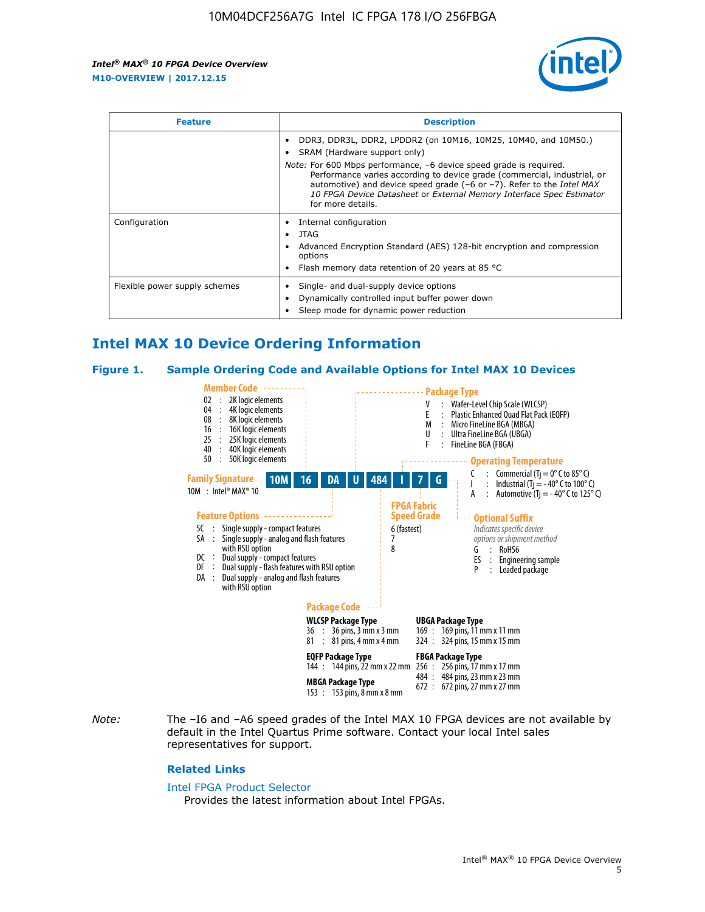| Feature | Description |
| --- | --- |
| | • DDR3, DDR3L, DDR2, LPDDR2 (on 10M16, 10M25, 10M40, and 10M50.)<br>• SRAM (Hardware support only)<br>*Note:* For 600 Mbps performance, –6 device speed grade is required. Performance varies according to device grade (commercial, industrial, or automotive) and device speed grade (–6 or –7). Refer to the *Intel MAX 10 FPGA Device Datasheet* or *External Memory Interface Spec Estimator* for more details. |
| Configuration | • Internal configuration<br>• JTAG<br>• Advanced Encryption Standard (AES) 128-bit encryption and compression options<br>• Flash memory data retention of 20 years at 85 °C |
| Flexible power supply schemes | • Single- and dual-supply device options<br>• Dynamically controlled input buffer power down<br>• Sleep mode for dynamic power reduction |

## Intel MAX 10 Device Ordering Information

### Figure 1. Sample Ordering Code and Available Options for Intel MAX 10 Devices

10M | 16 | DA | U | 484 | I | 7 | G

**Family Signature**
10M : Intel® MAX® 10

**Member Code**
- 02 : 2K logic elements
- 04 : 4K logic elements
- 08 : 8K logic elements
- 16 : 16K logic elements
- 25 : 25K logic elements
- 40 : 40K logic elements
- 50 : 50K logic elements

**Feature Options**
- SC : Single supply - compact features
- SA : Single supply - analog and flash features with RSU option
- DC : Dual supply - compact features
- DF : Dual supply - flash features with RSU option
- DA : Dual supply - analog and flash features with RSU option

**Package Type**
- V : Wafer-Level Chip Scale (WLCSP)
- E : Plastic Enhanced Quad Flat Pack (EQFP)
- M : Micro FineLine BGA (MBGA)
- U : Ultra FineLine BGA (UBGA)
- F : FineLine BGA (FBGA)

**Package Code**

WLCSP Package Type
- 36 : 36 pins, 3 mm x 3 mm
- 81 : 81 pins, 4 mm x 4 mm

EQFP Package Type
- 144 : 144 pins, 22 mm x 22 mm

MBGA Package Type
- 153 : 153 pins, 8 mm x 8 mm

UBGA Package Type
- 169 : 169 pins, 11 mm x 11 mm
- 324 : 324 pins, 15 mm x 15 mm

FBGA Package Type
- 256 : 256 pins, 17 mm x 17 mm
- 484 : 484 pins, 23 mm x 23 mm
- 672 : 672 pins, 27 mm x 27 mm

**Operating Temperature**
- C : Commercial ($T_J$ = 0° C to 85° C)
- I : Industrial ($T_J$ = - 40° C to 100° C)
- A : Automotive ($T_J$ = - 40° C to 125° C)

**FPGA Fabric Speed Grade**
- 6 (fastest)
- 7
- 8

**Optional Suffix**
*Indicates specific device options or shipment method*
- G : RoHS6
- ES : Engineering sample
- P : Leaded package

*Note:* The –I6 and –A6 speed grades of the Intel MAX 10 FPGA devices are not available by default in the Intel Quartus Prime software. Contact your local Intel sales representatives for support.

### Related Links

Intel FPGA Product Selector
Provides the latest information about Intel FPGAs.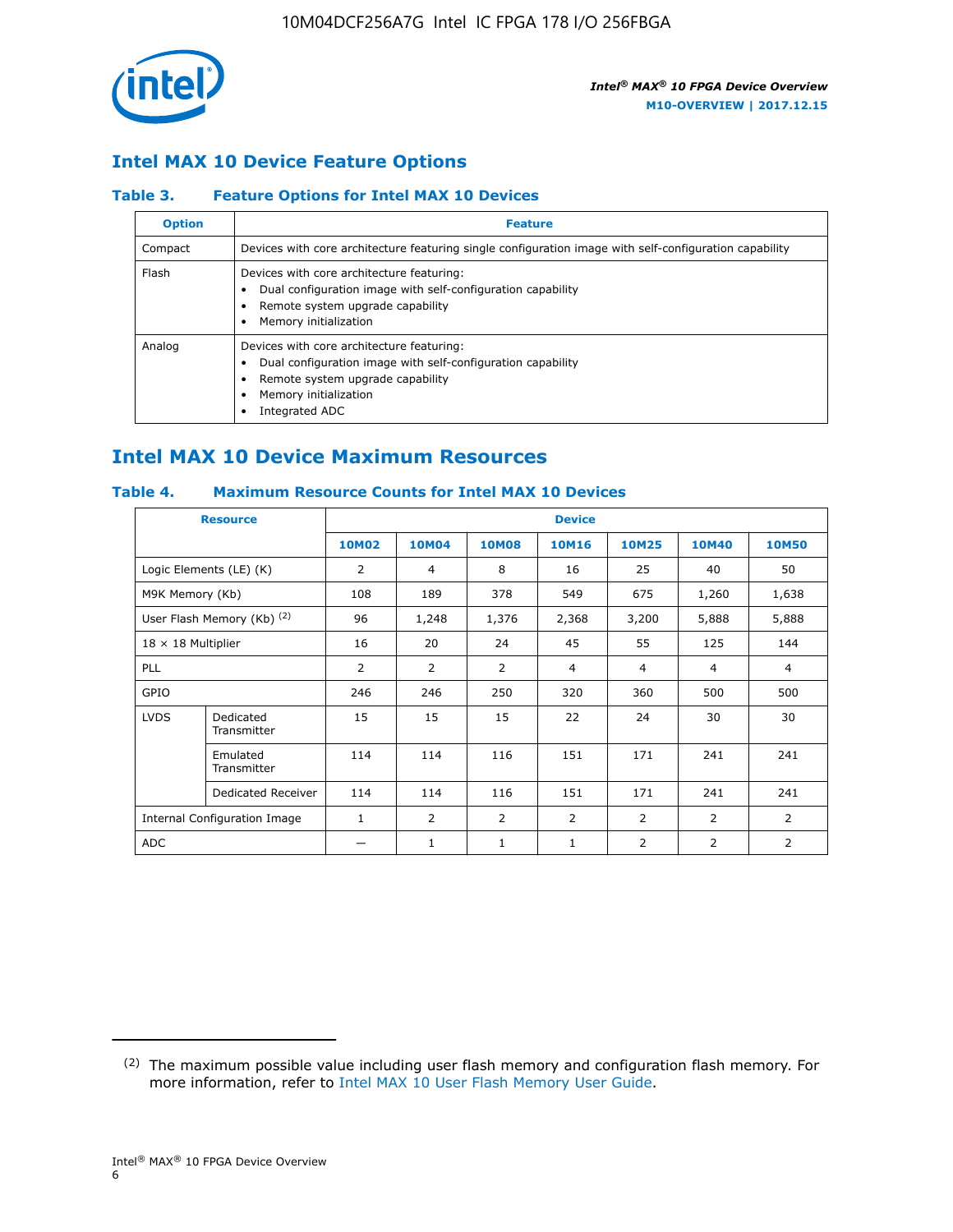## Intel MAX 10 Device Feature Options

### Table 3. Feature Options for Intel MAX 10 Devices

| Option | Feature |
| --- | --- |
| Compact | Devices with core architecture featuring single configuration image with self-configuration capability |
| Flash | Devices with core architecture featuring:<br>• Dual configuration image with self-configuration capability<br>• Remote system upgrade capability<br>• Memory initialization |
| Analog | Devices with core architecture featuring:<br>• Dual configuration image with self-configuration capability<br>• Remote system upgrade capability<br>• Memory initialization<br>• Integrated ADC |

## Intel MAX 10 Device Maximum Resources

### Table 4. Maximum Resource Counts for Intel MAX 10 Devices

| Resource | | Device | | | | | | |
| --- | --- | --- | --- | --- | --- | --- | --- | --- |
| | | 10M02 | 10M04 | 10M08 | 10M16 | 10M25 | 10M40 | 10M50 |
| Logic Elements (LE) (K) | | 2 | 4 | 8 | 16 | 25 | 40 | 50 |
| M9K Memory (Kb) | | 108 | 189 | 378 | 549 | 675 | 1,260 | 1,638 |
| User Flash Memory (Kb) (2) | | 96 | 1,248 | 1,376 | 2,368 | 3,200 | 5,888 | 5,888 |
| 18 × 18 Multiplier | | 16 | 20 | 24 | 45 | 55 | 125 | 144 |
| PLL | | 2 | 2 | 2 | 4 | 4 | 4 | 4 |
| GPIO | | 246 | 246 | 250 | 320 | 360 | 500 | 500 |
| LVDS | Dedicated Transmitter | 15 | 15 | 15 | 22 | 24 | 30 | 30 |
| | Emulated Transmitter | 114 | 114 | 116 | 151 | 171 | 241 | 241 |
| | Dedicated Receiver | 114 | 114 | 116 | 151 | 171 | 241 | 241 |
| Internal Configuration Image | | 1 | 2 | 2 | 2 | 2 | 2 | 2 |
| ADC | | — | 1 | 1 | 1 | 2 | 2 | 2 |

(2) The maximum possible value including user flash memory and configuration flash memory. For more information, refer to Intel MAX 10 User Flash Memory User Guide.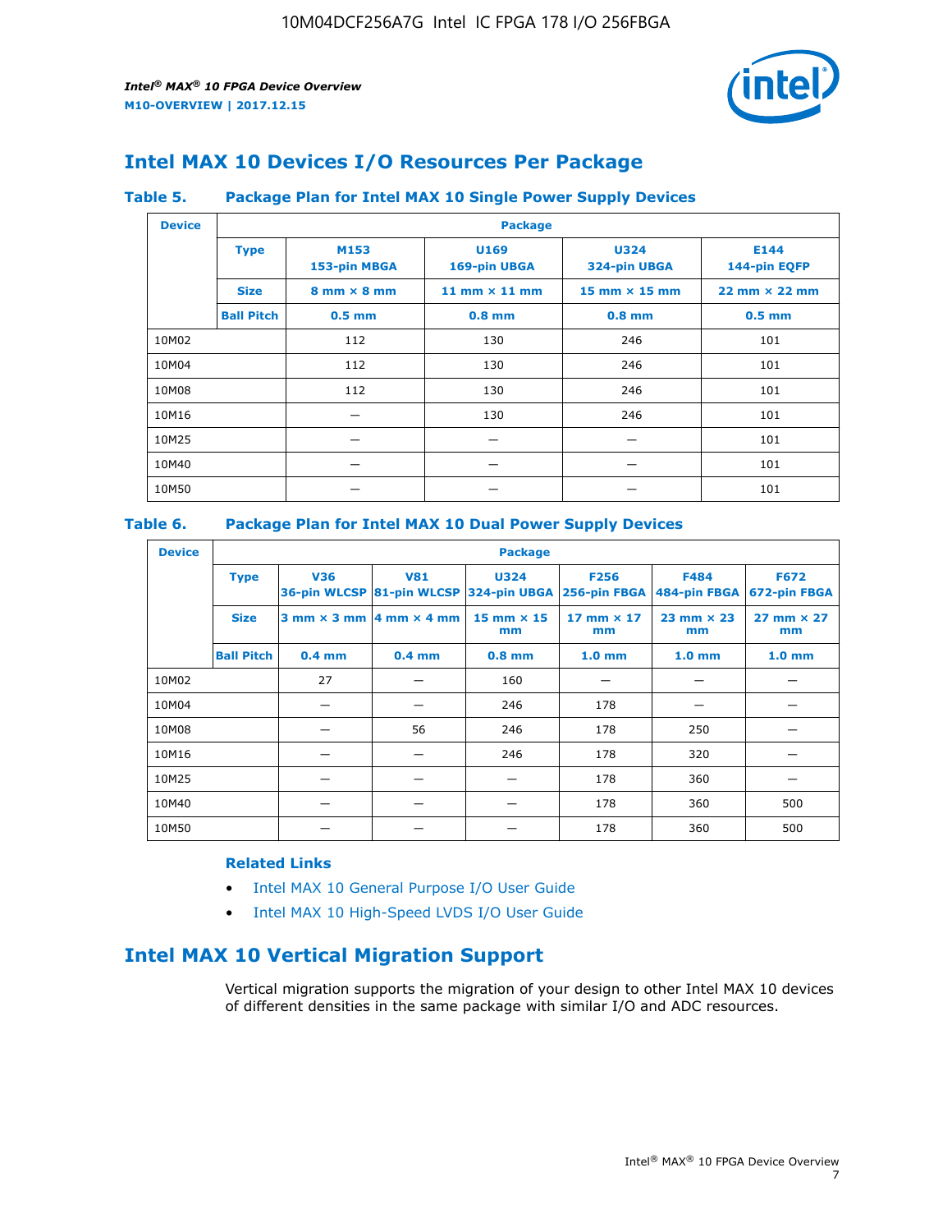## Intel MAX 10 Devices I/O Resources Per Package

### Table 5. Package Plan for Intel MAX 10 Single Power Supply Devices

| Device | Package | | | | |
|---|---|---|---|---|---|
| | **Type** | **M153** 153-pin MBGA | **U169** 169-pin UBGA | **U324** 324-pin UBGA | **E144** 144-pin EQFP |
| | **Size** | 8 mm × 8 mm | 11 mm × 11 mm | 15 mm × 15 mm | 22 mm × 22 mm |
| | **Ball Pitch** | 0.5 mm | 0.8 mm | 0.8 mm | 0.5 mm |
| 10M02 | | 112 | 130 | 246 | 101 |
| 10M04 | | 112 | 130 | 246 | 101 |
| 10M08 | | 112 | 130 | 246 | 101 |
| 10M16 | | — | 130 | 246 | 101 |
| 10M25 | | — | — | — | 101 |
| 10M40 | | — | — | — | 101 |
| 10M50 | | — | — | — | 101 |

### Table 6. Package Plan for Intel MAX 10 Dual Power Supply Devices

| Device | Package | | | | | | |
|---|---|---|---|---|---|---|---|
| | **Type** | **V36** 36-pin WLCSP | **V81** 81-pin WLCSP | **U324** 324-pin UBGA | **F256** 256-pin FBGA | **F484** 484-pin FBGA | **F672** 672-pin FBGA |
| | **Size** | 3 mm × 3 mm | 4 mm × 4 mm | 15 mm × 15 mm | 17 mm × 17 mm | 23 mm × 23 mm | 27 mm × 27 mm |
| | **Ball Pitch** | 0.4 mm | 0.4 mm | 0.8 mm | 1.0 mm | 1.0 mm | 1.0 mm |
| 10M02 | | 27 | — | 160 | — | — | — |
| 10M04 | | — | — | 246 | 178 | — | — |
| 10M08 | | — | 56 | 246 | 178 | 250 | — |
| 10M16 | | — | — | 246 | 178 | 320 | — |
| 10M25 | | — | — | — | 178 | 360 | — |
| 10M40 | | — | — | — | 178 | 360 | 500 |
| 10M50 | | — | — | — | 178 | 360 | 500 |

**Related Links**

- Intel MAX 10 General Purpose I/O User Guide
- Intel MAX 10 High-Speed LVDS I/O User Guide

## Intel MAX 10 Vertical Migration Support

Vertical migration supports the migration of your design to other Intel MAX 10 devices of different densities in the same package with similar I/O and ADC resources.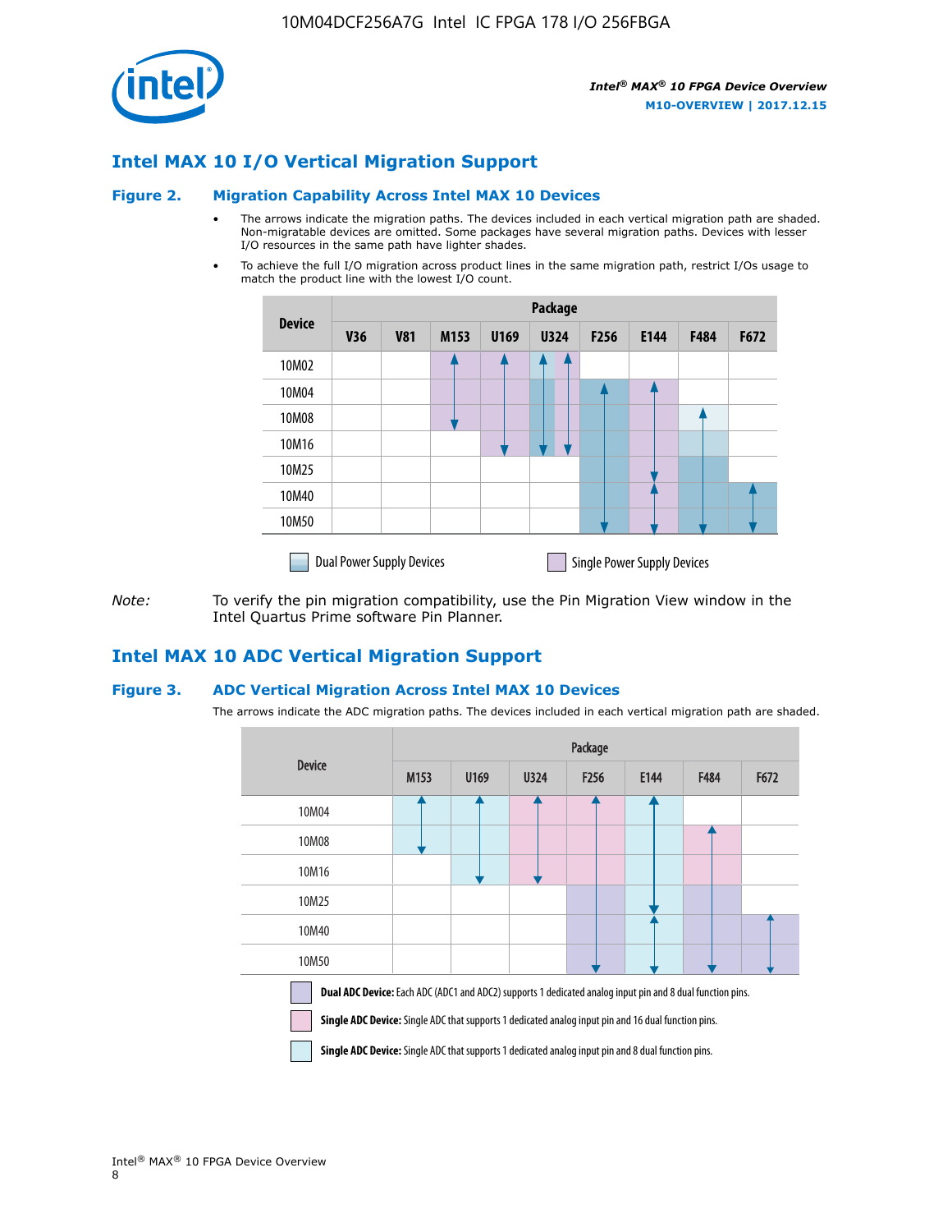## Intel MAX 10 I/O Vertical Migration Support

### Figure 2. Migration Capability Across Intel MAX 10 Devices

- The arrows indicate the migration paths. The devices included in each vertical migration path are shaded. Non-migratable devices are omitted. Some packages have several migration paths. Devices with lesser I/O resources in the same path have lighter shades.
- To achieve the full I/O migration across product lines in the same migration path, restrict I/Os usage to match the product line with the lowest I/O count.

| Device | Package | | | | | | | | |
|---|---|---|---|---|---|---|---|---|---|
| | V36 | V81 | M153 | U169 | U324 | F256 | E144 | F484 | F672 |
| 10M02 | | | | | | | | | |
| 10M04 | | | | | | | | | |
| 10M08 | | | | | | | | | |
| 10M16 | | | | | | | | | |
| 10M25 | | | | | | | | | |
| 10M40 | | | | | | | | | |
| 10M50 | | | | | | | | | |

Dual Power Supply Devices    Single Power Supply Devices

*Note:* To verify the pin migration compatibility, use the Pin Migration View window in the Intel Quartus Prime software Pin Planner.

## Intel MAX 10 ADC Vertical Migration Support

### Figure 3. ADC Vertical Migration Across Intel MAX 10 Devices

The arrows indicate the ADC migration paths. The devices included in each vertical migration path are shaded.

| Device | Package | | | | | | |
|---|---|---|---|---|---|---|---|
| | M153 | U169 | U324 | F256 | E144 | F484 | F672 |
| 10M04 | | | | | | | |
| 10M08 | | | | | | | |
| 10M16 | | | | | | | |
| 10M25 | | | | | | | |
| 10M40 | | | | | | | |
| 10M50 | | | | | | | |

**Dual ADC Device:** Each ADC (ADC1 and ADC2) supports 1 dedicated analog input pin and 8 dual function pins.

**Single ADC Device:** Single ADC that supports 1 dedicated analog input pin and 16 dual function pins.

**Single ADC Device:** Single ADC that supports 1 dedicated analog input pin and 8 dual function pins.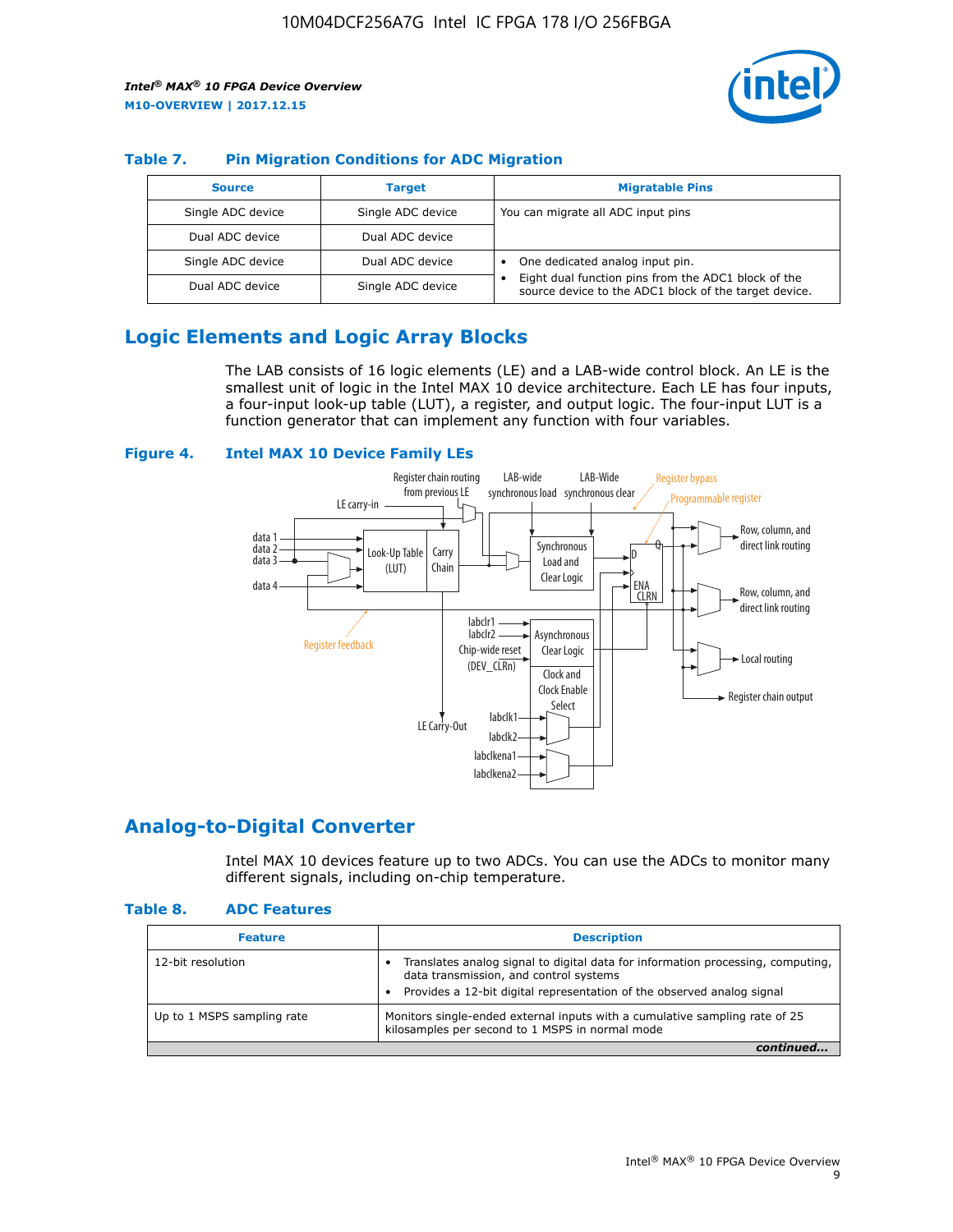### Table 7. Pin Migration Conditions for ADC Migration

| Source | Target | Migratable Pins |
| --- | --- | --- |
| Single ADC device | Single ADC device | You can migrate all ADC input pins |
| Dual ADC device | Dual ADC device | |
| Single ADC device | Dual ADC device | • One dedicated analog input pin. • Eight dual function pins from the ADC1 block of the source device to the ADC1 block of the target device. |
| Dual ADC device | Single ADC device | |

## Logic Elements and Logic Array Blocks

The LAB consists of 16 logic elements (LE) and a LAB-wide control block. An LE is the smallest unit of logic in the Intel MAX 10 device architecture. Each LE has four inputs, a four-input look-up table (LUT), a register, and output logic. The four-input LUT is a function generator that can implement any function with four variables.

**Figure 4. Intel MAX 10 Device Family LEs**

## Analog-to-Digital Converter

Intel MAX 10 devices feature up to two ADCs. You can use the ADCs to monitor many different signals, including on-chip temperature.

### Table 8. ADC Features

| Feature | Description |
| --- | --- |
| 12-bit resolution | • Translates analog signal to digital data for information processing, computing, data transmission, and control systems • Provides a 12-bit digital representation of the observed analog signal |
| Up to 1 MSPS sampling rate | Monitors single-ended external inputs with a cumulative sampling rate of 25 kilosamples per second to 1 MSPS in normal mode |

*continued...*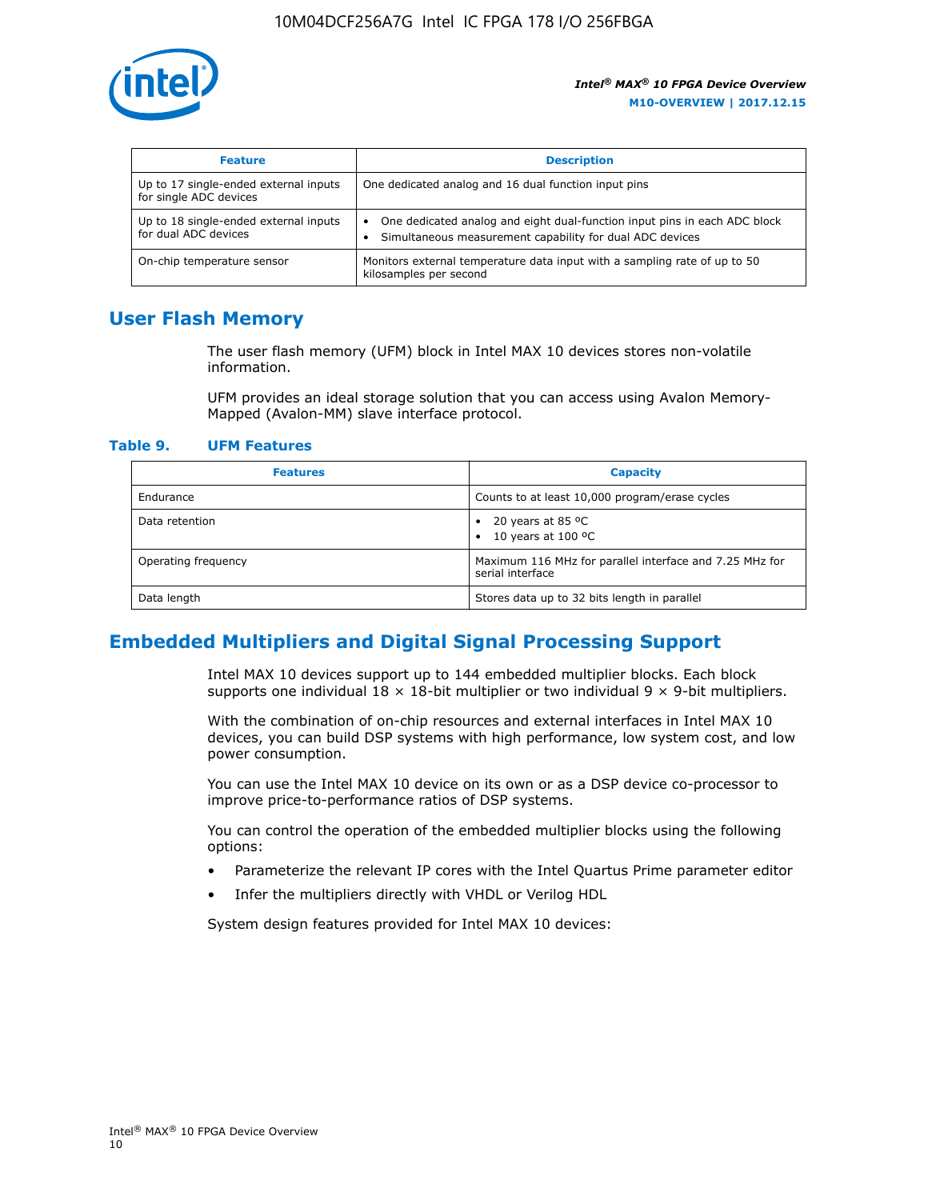| Feature | Description |
| --- | --- |
| Up to 17 single-ended external inputs for single ADC devices | One dedicated analog and 16 dual function input pins |
| Up to 18 single-ended external inputs for dual ADC devices | • One dedicated analog and eight dual-function input pins in each ADC block<br>• Simultaneous measurement capability for dual ADC devices |
| On-chip temperature sensor | Monitors external temperature data input with a sampling rate of up to 50 kilosamples per second |

## User Flash Memory

The user flash memory (UFM) block in Intel MAX 10 devices stores non-volatile information.

UFM provides an ideal storage solution that you can access using Avalon Memory-Mapped (Avalon-MM) slave interface protocol.

### Table 9. UFM Features

| Features | Capacity |
| --- | --- |
| Endurance | Counts to at least 10,000 program/erase cycles |
| Data retention | • 20 years at 85 ºC<br>• 10 years at 100 ºC |
| Operating frequency | Maximum 116 MHz for parallel interface and 7.25 MHz for serial interface |
| Data length | Stores data up to 32 bits length in parallel |

## Embedded Multipliers and Digital Signal Processing Support

Intel MAX 10 devices support up to 144 embedded multiplier blocks. Each block supports one individual 18 × 18-bit multiplier or two individual 9 × 9-bit multipliers.

With the combination of on-chip resources and external interfaces in Intel MAX 10 devices, you can build DSP systems with high performance, low system cost, and low power consumption.

You can use the Intel MAX 10 device on its own or as a DSP device co-processor to improve price-to-performance ratios of DSP systems.

You can control the operation of the embedded multiplier blocks using the following options:

- Parameterize the relevant IP cores with the Intel Quartus Prime parameter editor
- Infer the multipliers directly with VHDL or Verilog HDL

System design features provided for Intel MAX 10 devices: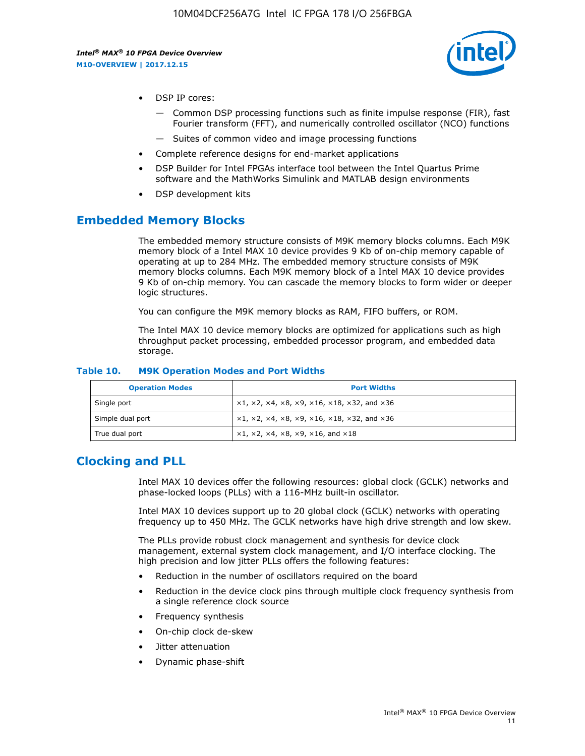- DSP IP cores:
  - Common DSP processing functions such as finite impulse response (FIR), fast Fourier transform (FFT), and numerically controlled oscillator (NCO) functions
  - Suites of common video and image processing functions
- Complete reference designs for end-market applications
- DSP Builder for Intel FPGAs interface tool between the Intel Quartus Prime software and the MathWorks Simulink and MATLAB design environments
- DSP development kits

## Embedded Memory Blocks

The embedded memory structure consists of M9K memory blocks columns. Each M9K memory block of a Intel MAX 10 device provides 9 Kb of on-chip memory capable of operating at up to 284 MHz. The embedded memory structure consists of M9K memory blocks columns. Each M9K memory block of a Intel MAX 10 device provides 9 Kb of on-chip memory. You can cascade the memory blocks to form wider or deeper logic structures.

You can configure the M9K memory blocks as RAM, FIFO buffers, or ROM.

The Intel MAX 10 device memory blocks are optimized for applications such as high throughput packet processing, embedded processor program, and embedded data storage.

**Table 10. M9K Operation Modes and Port Widths**

| Operation Modes | Port Widths |
|---|---|
| Single port | ×1, ×2, ×4, ×8, ×9, ×16, ×18, ×32, and ×36 |
| Simple dual port | ×1, ×2, ×4, ×8, ×9, ×16, ×18, ×32, and ×36 |
| True dual port | ×1, ×2, ×4, ×8, ×9, ×16, and ×18 |

## Clocking and PLL

Intel MAX 10 devices offer the following resources: global clock (GCLK) networks and phase-locked loops (PLLs) with a 116-MHz built-in oscillator.

Intel MAX 10 devices support up to 20 global clock (GCLK) networks with operating frequency up to 450 MHz. The GCLK networks have high drive strength and low skew.

The PLLs provide robust clock management and synthesis for device clock management, external system clock management, and I/O interface clocking. The high precision and low jitter PLLs offers the following features:

- Reduction in the number of oscillators required on the board
- Reduction in the device clock pins through multiple clock frequency synthesis from a single reference clock source
- Frequency synthesis
- On-chip clock de-skew
- Jitter attenuation
- Dynamic phase-shift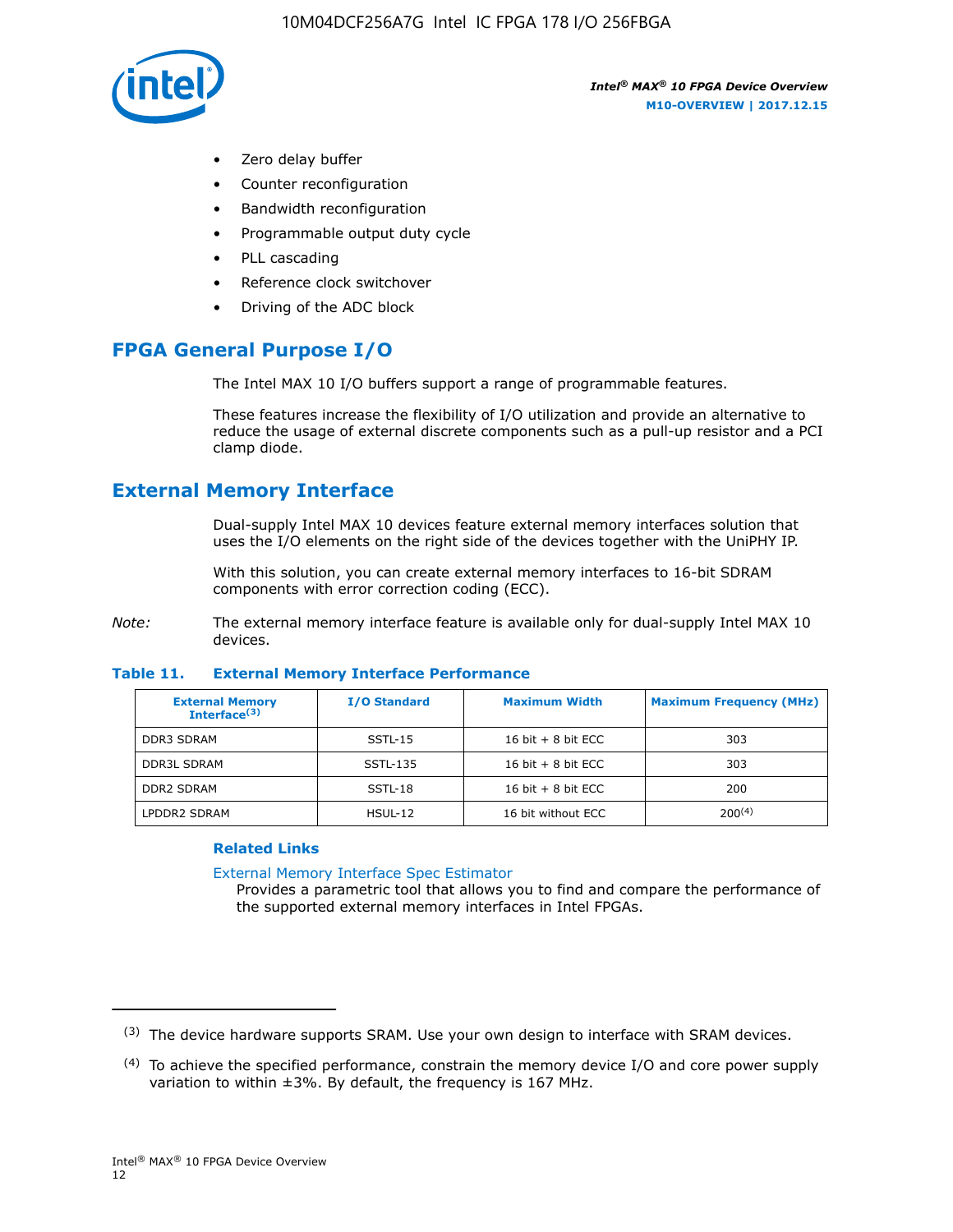- Zero delay buffer
- Counter reconfiguration
- Bandwidth reconfiguration
- Programmable output duty cycle
- PLL cascading
- Reference clock switchover
- Driving of the ADC block

## FPGA General Purpose I/O

The Intel MAX 10 I/O buffers support a range of programmable features.

These features increase the flexibility of I/O utilization and provide an alternative to reduce the usage of external discrete components such as a pull-up resistor and a PCI clamp diode.

## External Memory Interface

Dual-supply Intel MAX 10 devices feature external memory interfaces solution that uses the I/O elements on the right side of the devices together with the UniPHY IP.

With this solution, you can create external memory interfaces to 16-bit SDRAM components with error correction coding (ECC).

*Note:* The external memory interface feature is available only for dual-supply Intel MAX 10 devices.

**Table 11. External Memory Interface Performance**

| External Memory Interface[(3)] | I/O Standard | Maximum Width | Maximum Frequency (MHz) |
|---|---|---|---|
| DDR3 SDRAM | SSTL-15 | 16 bit + 8 bit ECC | 303 |
| DDR3L SDRAM | SSTL-135 | 16 bit + 8 bit ECC | 303 |
| DDR2 SDRAM | SSTL-18 | 16 bit + 8 bit ECC | 200 |
| LPDDR2 SDRAM | HSUL-12 | 16 bit without ECC | 200[(4)] |

### Related Links

External Memory Interface Spec Estimator
Provides a parametric tool that allows you to find and compare the performance of the supported external memory interfaces in Intel FPGAs.

(3) The device hardware supports SRAM. Use your own design to interface with SRAM devices.

(4) To achieve the specified performance, constrain the memory device I/O and core power supply variation to within ±3%. By default, the frequency is 167 MHz.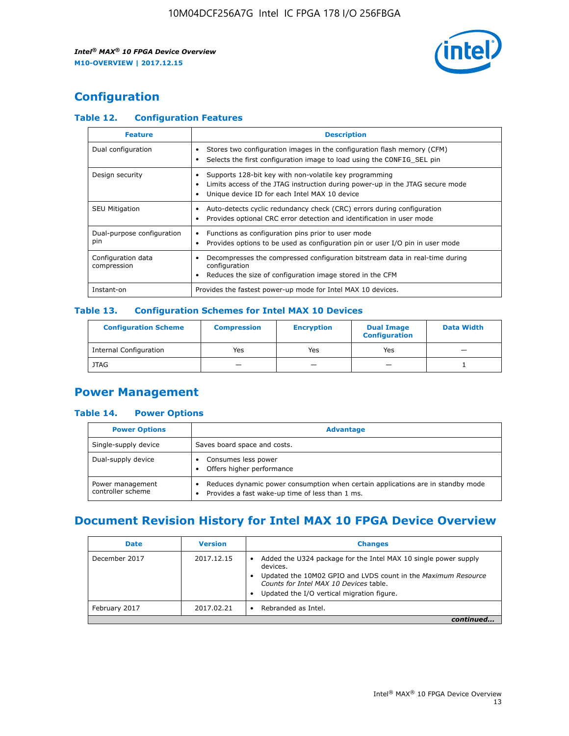## Configuration

### Table 12. Configuration Features

| Feature | Description |
| --- | --- |
| Dual configuration | • Stores two configuration images in the configuration flash memory (CFM)<br>• Selects the first configuration image to load using the CONFIG_SEL pin |
| Design security | • Supports 128-bit key with non-volatile key programming<br>• Limits access of the JTAG instruction during power-up in the JTAG secure mode<br>• Unique device ID for each Intel MAX 10 device |
| SEU Mitigation | • Auto-detects cyclic redundancy check (CRC) errors during configuration<br>• Provides optional CRC error detection and identification in user mode |
| Dual-purpose configuration pin | • Functions as configuration pins prior to user mode<br>• Provides options to be used as configuration pin or user I/O pin in user mode |
| Configuration data compression | • Decompresses the compressed configuration bitstream data in real-time during configuration<br>• Reduces the size of configuration image stored in the CFM |
| Instant-on | Provides the fastest power-up mode for Intel MAX 10 devices. |

### Table 13. Configuration Schemes for Intel MAX 10 Devices

| Configuration Scheme | Compression | Encryption | Dual Image Configuration | Data Width |
| --- | --- | --- | --- | --- |
| Internal Configuration | Yes | Yes | Yes | — |
| JTAG | — | — | — | 1 |

## Power Management

### Table 14. Power Options

| Power Options | Advantage |
| --- | --- |
| Single-supply device | Saves board space and costs. |
| Dual-supply device | • Consumes less power<br>• Offers higher performance |
| Power management controller scheme | • Reduces dynamic power consumption when certain applications are in standby mode<br>• Provides a fast wake-up time of less than 1 ms. |

## Document Revision History for Intel MAX 10 FPGA Device Overview

| Date | Version | Changes |
| --- | --- | --- |
| December 2017 | 2017.12.15 | • Added the U324 package for the Intel MAX 10 single power supply devices.<br>• Updated the 10M02 GPIO and LVDS count in the *Maximum Resource Counts for Intel MAX 10 Devices* table.<br>• Updated the I/O vertical migration figure. |
| February 2017 | 2017.02.21 | • Rebranded as Intel. |

*continued...*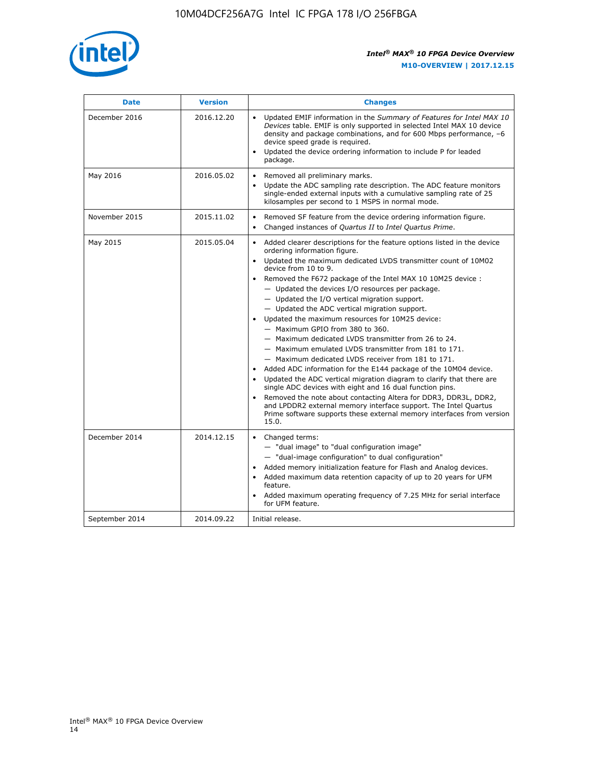| Date | Version | Changes |
| --- | --- | --- |
| December 2016 | 2016.12.20 | • Updated EMIF information in the *Summary of Features for Intel MAX 10 Devices* table. EMIF is only supported in selected Intel MAX 10 device density and package combinations, and for 600 Mbps performance, –6 device speed grade is required.<br>• Updated the device ordering information to include P for leaded package. |
| May 2016 | 2016.05.02 | • Removed all preliminary marks.<br>• Update the ADC sampling rate description. The ADC feature monitors single-ended external inputs with a cumulative sampling rate of 25 kilosamples per second to 1 MSPS in normal mode. |
| November 2015 | 2015.11.02 | • Removed SF feature from the device ordering information figure.<br>• Changed instances of *Quartus II* to *Intel Quartus Prime*. |
| May 2015 | 2015.05.04 | • Added clearer descriptions for the feature options listed in the device ordering information figure.<br>• Updated the maximum dedicated LVDS transmitter count of 10M02 device from 10 to 9.<br>• Removed the F672 package of the Intel MAX 10 10M25 device :<br>— Updated the devices I/O resources per package.<br>— Updated the I/O vertical migration support.<br>— Updated the ADC vertical migration support.<br>• Updated the maximum resources for 10M25 device:<br>— Maximum GPIO from 380 to 360.<br>— Maximum dedicated LVDS transmitter from 26 to 24.<br>— Maximum emulated LVDS transmitter from 181 to 171.<br>— Maximum dedicated LVDS receiver from 181 to 171.<br>• Added ADC information for the E144 package of the 10M04 device.<br>• Updated the ADC vertical migration diagram to clarify that there are single ADC devices with eight and 16 dual function pins.<br>• Removed the note about contacting Altera for DDR3, DDR3L, DDR2, and LPDDR2 external memory interface support. The Intel Quartus Prime software supports these external memory interfaces from version 15.0. |
| December 2014 | 2014.12.15 | • Changed terms:<br>— "dual image" to "dual configuration image"<br>— "dual-image configuration" to dual configuration"<br>• Added memory initialization feature for Flash and Analog devices.<br>• Added maximum data retention capacity of up to 20 years for UFM feature.<br>• Added maximum operating frequency of 7.25 MHz for serial interface for UFM feature. |
| September 2014 | 2014.09.22 | Initial release. |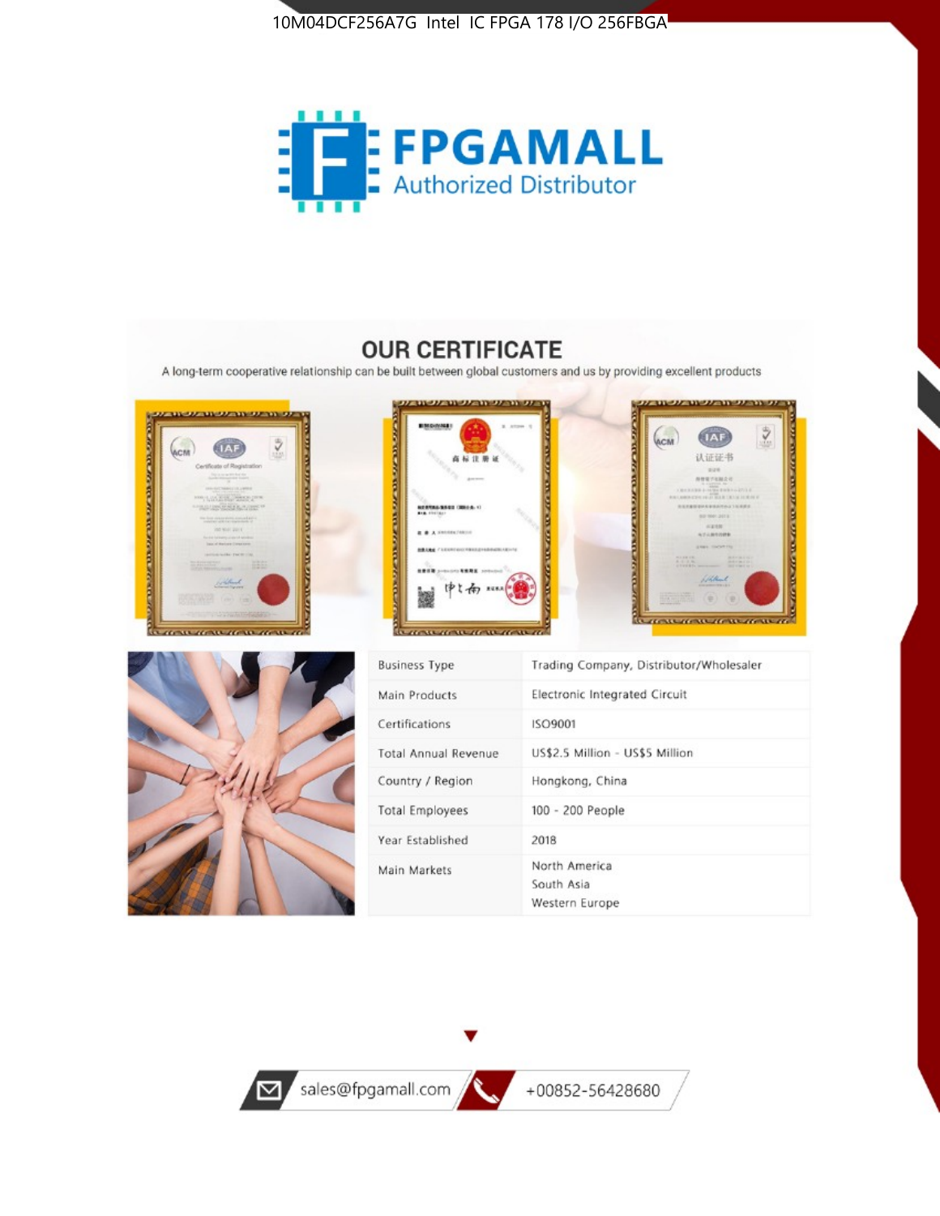FPGAMALL
Authorized Distributor

# OUR CERTIFICATE

A long-term cooperative relationship can be built between global customers and us by providing excellent products

| | |
|---|---|
| Business Type | Trading Company, Distributor/Wholesaler |
| Main Products | Electronic Integrated Circuit |
| Certifications | ISO9001 |
| Total Annual Revenue | US$2.5 Million - US$5 Million |
| Country / Region | Hongkong, China |
| Total Employees | 100 - 200 People |
| Year Established | 2018 |
| Main Markets | North America<br>South Asia<br>Western Europe |

sales@fpgamall.com +00852-56428680